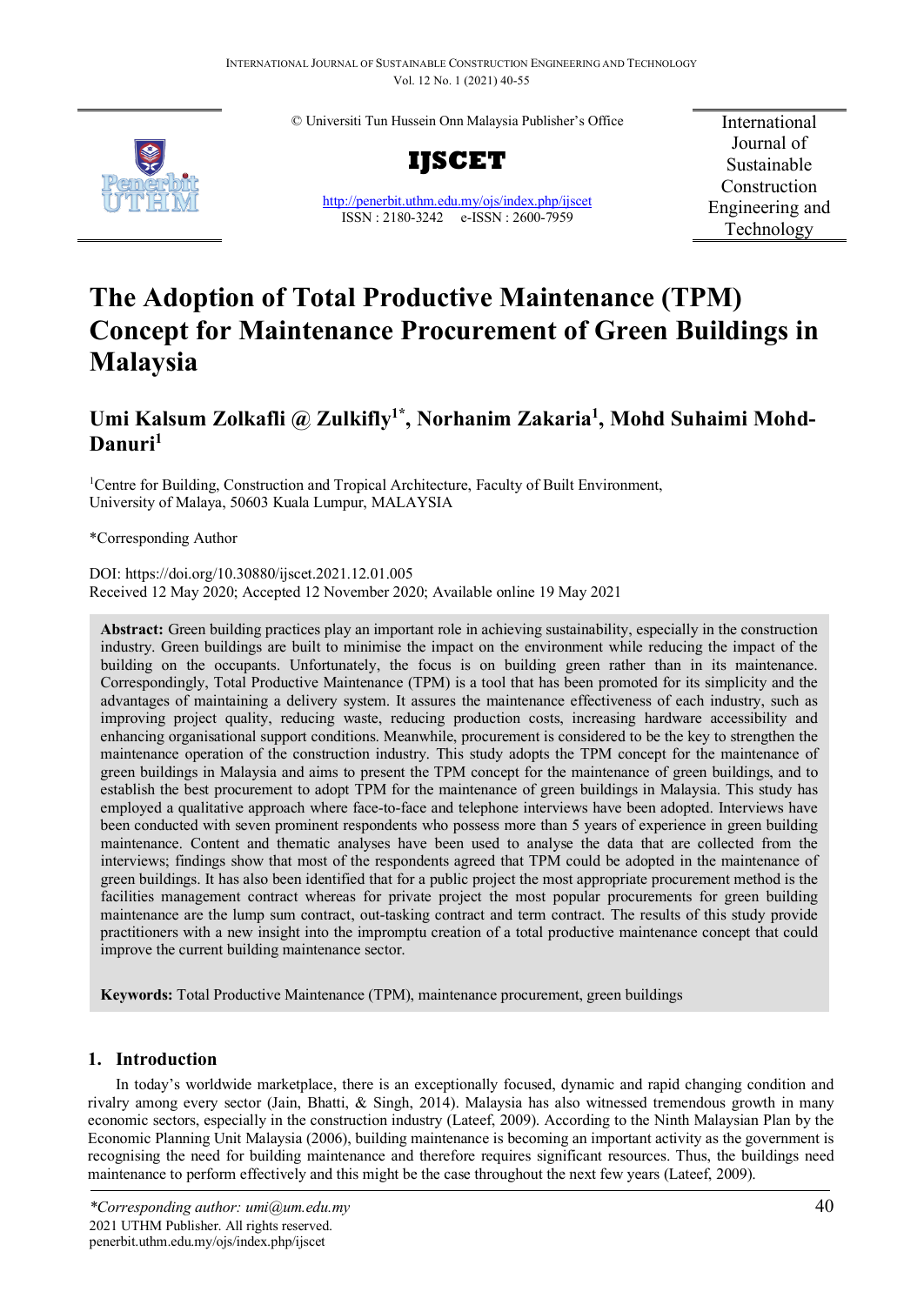# The Adoption of Total Productive Maintenance (TPM) Concept for Maintenance Procurement of Green Buildings in Malaysia

**Umi Kalsum Zolkafli @ Zulkifly[1*], Norhanim Zakaria[1], Mohd Suhaimi Mohd-Danuri[1]**

[1]Centre for Building, Construction and Tropical Architecture, Faculty of Built Environment, University of Malaya, 50603 Kuala Lumpur, MALAYSIA

*Corresponding Author

DOI: https://doi.org/10.30880/ijscet.2021.12.01.005

Received 12 May 2020; Accepted 12 November 2020; Available online 19 May 2021

**Abstract:** Green building practices play an important role in achieving sustainability, especially in the construction industry. Green buildings are built to minimise the impact on the environment while reducing the impact of the building on the occupants. Unfortunately, the focus is on building green rather than in its maintenance. Correspondingly, Total Productive Maintenance (TPM) is a tool that has been promoted for its simplicity and the advantages of maintaining a delivery system. It assures the maintenance effectiveness of each industry, such as improving project quality, reducing waste, reducing production costs, increasing hardware accessibility and enhancing organisational support conditions. Meanwhile, procurement is considered to be the key to strengthen the maintenance operation of the construction industry. This study adopts the TPM concept for the maintenance of green buildings in Malaysia and aims to present the TPM concept for the maintenance of green buildings, and to establish the best procurement to adopt TPM for the maintenance of green buildings in Malaysia. This study has employed a qualitative approach where face-to-face and telephone interviews have been adopted. Interviews have been conducted with seven prominent respondents who possess more than 5 years of experience in green building maintenance. Content and thematic analyses have been used to analyse the data that are collected from the interviews; findings show that most of the respondents agreed that TPM could be adopted in the maintenance of green buildings. It has also been identified that for a public project the most appropriate procurement method is the facilities management contract whereas for private project the most popular procurements for green building maintenance are the lump sum contract, out-tasking contract and term contract. The results of this study provide practitioners with a new insight into the impromptu creation of a total productive maintenance concept that could improve the current building maintenance sector.

**Keywords:** Total Productive Maintenance (TPM), maintenance procurement, green buildings

## 1. Introduction

In today's worldwide marketplace, there is an exceptionally focused, dynamic and rapid changing condition and rivalry among every sector (Jain, Bhatti, & Singh, 2014). Malaysia has also witnessed tremendous growth in many economic sectors, especially in the construction industry (Lateef, 2009). According to the Ninth Malaysian Plan by the Economic Planning Unit Malaysia (2006), building maintenance is becoming an important activity as the government is recognising the need for building maintenance and therefore requires significant resources. Thus, the buildings need maintenance to perform effectively and this might be the case throughout the next few years (Lateef, 2009).

*Corresponding author: umi@um.edu.my
2021 UTHM Publisher. All rights reserved.
penerbit.uthm.edu.my/ojs/index.php/ijscet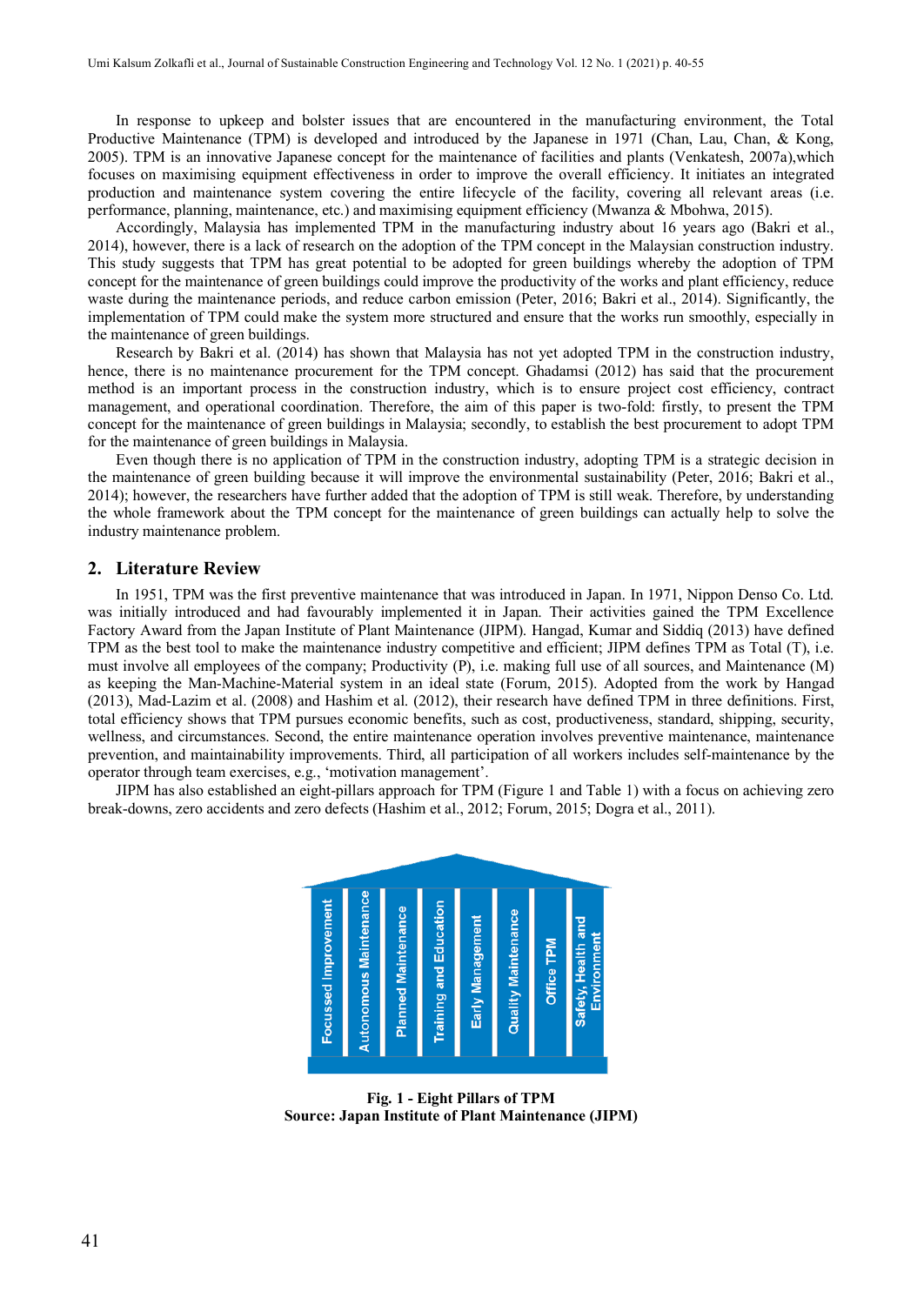In response to upkeep and bolster issues that are encountered in the manufacturing environment, the Total Productive Maintenance (TPM) is developed and introduced by the Japanese in 1971 (Chan, Lau, Chan, & Kong, 2005). TPM is an innovative Japanese concept for the maintenance of facilities and plants (Venkatesh, 2007a),which focuses on maximising equipment effectiveness in order to improve the overall efficiency. It initiates an integrated production and maintenance system covering the entire lifecycle of the facility, covering all relevant areas (i.e. performance, planning, maintenance, etc.) and maximising equipment efficiency (Mwanza & Mbohwa, 2015).

Accordingly, Malaysia has implemented TPM in the manufacturing industry about 16 years ago (Bakri et al., 2014), however, there is a lack of research on the adoption of the TPM concept in the Malaysian construction industry. This study suggests that TPM has great potential to be adopted for green buildings whereby the adoption of TPM concept for the maintenance of green buildings could improve the productivity of the works and plant efficiency, reduce waste during the maintenance periods, and reduce carbon emission (Peter, 2016; Bakri et al., 2014). Significantly, the implementation of TPM could make the system more structured and ensure that the works run smoothly, especially in the maintenance of green buildings.

Research by Bakri et al. (2014) has shown that Malaysia has not yet adopted TPM in the construction industry, hence, there is no maintenance procurement for the TPM concept. Ghadamsi (2012) has said that the procurement method is an important process in the construction industry, which is to ensure project cost efficiency, contract management, and operational coordination. Therefore, the aim of this paper is two-fold: firstly, to present the TPM concept for the maintenance of green buildings in Malaysia; secondly, to establish the best procurement to adopt TPM for the maintenance of green buildings in Malaysia.

Even though there is no application of TPM in the construction industry, adopting TPM is a strategic decision in the maintenance of green building because it will improve the environmental sustainability (Peter, 2016; Bakri et al., 2014); however, the researchers have further added that the adoption of TPM is still weak. Therefore, by understanding the whole framework about the TPM concept for the maintenance of green buildings can actually help to solve the industry maintenance problem.

## 2. Literature Review

In 1951, TPM was the first preventive maintenance that was introduced in Japan. In 1971, Nippon Denso Co. Ltd. was initially introduced and had favourably implemented it in Japan. Their activities gained the TPM Excellence Factory Award from the Japan Institute of Plant Maintenance (JIPM). Hangad, Kumar and Siddiq (2013) have defined TPM as the best tool to make the maintenance industry competitive and efficient; JIPM defines TPM as Total (T), i.e. must involve all employees of the company; Productivity (P), i.e. making full use of all sources, and Maintenance (M) as keeping the Man-Machine-Material system in an ideal state (Forum, 2015). Adopted from the work by Hangad (2013), Mad-Lazim et al. (2008) and Hashim et al. (2012), their research have defined TPM in three definitions. First, total efficiency shows that TPM pursues economic benefits, such as cost, productiveness, standard, shipping, security, wellness, and circumstances. Second, the entire maintenance operation involves preventive maintenance, maintenance prevention, and maintainability improvements. Third, all participation of all workers includes self-maintenance by the operator through team exercises, e.g., 'motivation management'.

JIPM has also established an eight-pillars approach for TPM (Figure 1 and Table 1) with a focus on achieving zero break-downs, zero accidents and zero defects (Hashim et al., 2012; Forum, 2015; Dogra et al., 2011).

Focussed Improvement | Autonomous Maintenance | Planned Maintenance | Training and Education | Early Management | Quality Maintenance | Office TPM | Safety, Health and Environment

**Fig. 1 - Eight Pillars of TPM**
**Source: Japan Institute of Plant Maintenance (JIPM)**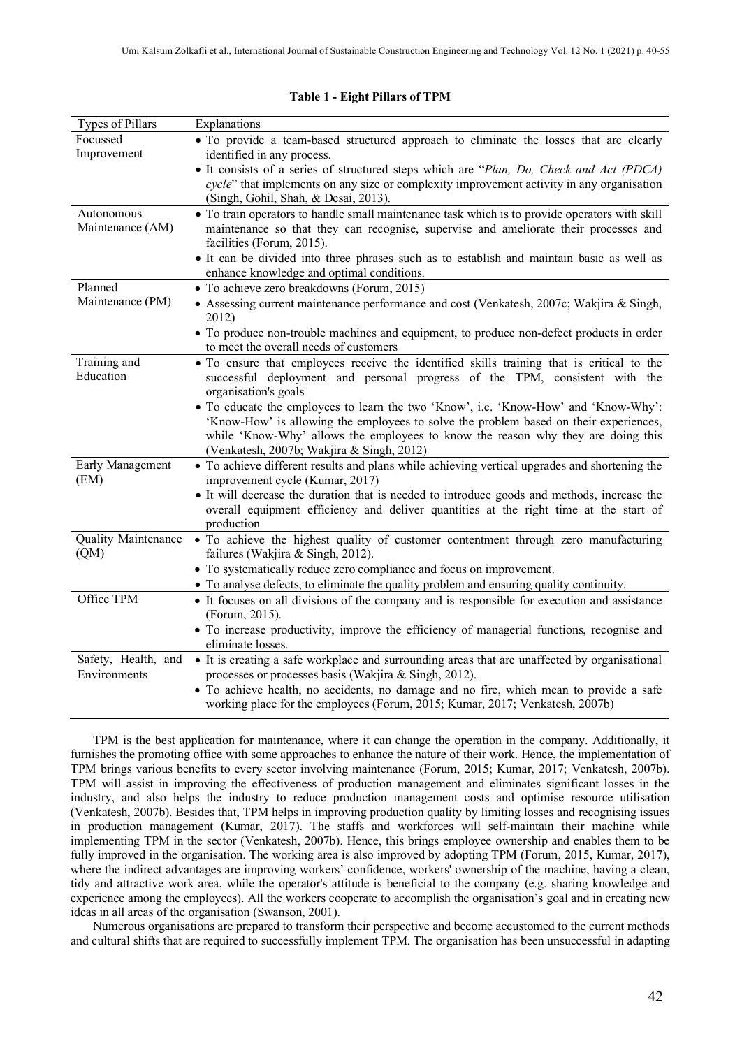**Table 1 - Eight Pillars of TPM**

| Types of Pillars | Explanations |
|---|---|
| Focussed Improvement | • To provide a team-based structured approach to eliminate the losses that are clearly identified in any process.<br>• It consists of a series of structured steps which are "*Plan, Do, Check and Act (PDCA) cycle*" that implements on any size or complexity improvement activity in any organisation (Singh, Gohil, Shah, & Desai, 2013). |
| Autonomous Maintenance (AM) | • To train operators to handle small maintenance task which is to provide operators with skill maintenance so that they can recognise, supervise and ameliorate their processes and facilities (Forum, 2015).<br>• It can be divided into three phrases such as to establish and maintain basic as well as enhance knowledge and optimal conditions. |
| Planned Maintenance (PM) | • To achieve zero breakdowns (Forum, 2015)<br>• Assessing current maintenance performance and cost (Venkatesh, 2007c; Wakjira & Singh, 2012)<br>• To produce non-trouble machines and equipment, to produce non-defect products in order to meet the overall needs of customers |
| Training and Education | • To ensure that employees receive the identified skills training that is critical to the successful deployment and personal progress of the TPM, consistent with the organisation's goals<br>• To educate the employees to learn the two 'Know', i.e. 'Know-How' and 'Know-Why': 'Know-How' is allowing the employees to solve the problem based on their experiences, while 'Know-Why' allows the employees to know the reason why they are doing this (Venkatesh, 2007b; Wakjira & Singh, 2012) |
| Early Management (EM) | • To achieve different results and plans while achieving vertical upgrades and shortening the improvement cycle (Kumar, 2017)<br>• It will decrease the duration that is needed to introduce goods and methods, increase the overall equipment efficiency and deliver quantities at the right time at the start of production |
| Quality Maintenance (QM) | • To achieve the highest quality of customer contentment through zero manufacturing failures (Wakjira & Singh, 2012).<br>• To systematically reduce zero compliance and focus on improvement.<br>• To analyse defects, to eliminate the quality problem and ensuring quality continuity. |
| Office TPM | • It focuses on all divisions of the company and is responsible for execution and assistance (Forum, 2015).<br>• To increase productivity, improve the efficiency of managerial functions, recognise and eliminate losses. |
| Safety, Health, and Environments | • It is creating a safe workplace and surrounding areas that are unaffected by organisational processes or processes basis (Wakjira & Singh, 2012).<br>• To achieve health, no accidents, no damage and no fire, which mean to provide a safe working place for the employees (Forum, 2015; Kumar, 2017; Venkatesh, 2007b) |

TPM is the best application for maintenance, where it can change the operation in the company. Additionally, it furnishes the promoting office with some approaches to enhance the nature of their work. Hence, the implementation of TPM brings various benefits to every sector involving maintenance (Forum, 2015; Kumar, 2017; Venkatesh, 2007b). TPM will assist in improving the effectiveness of production management and eliminates significant losses in the industry, and also helps the industry to reduce production management costs and optimise resource utilisation (Venkatesh, 2007b). Besides that, TPM helps in improving production quality by limiting losses and recognising issues in production management (Kumar, 2017). The staffs and workforces will self-maintain their machine while implementing TPM in the sector (Venkatesh, 2007b). Hence, this brings employee ownership and enables them to be fully improved in the organisation. The working area is also improved by adopting TPM (Forum, 2015, Kumar, 2017), where the indirect advantages are improving workers' confidence, workers' ownership of the machine, having a clean, tidy and attractive work area, while the operator's attitude is beneficial to the company (e.g. sharing knowledge and experience among the employees). All the workers cooperate to accomplish the organisation's goal and in creating new ideas in all areas of the organisation (Swanson, 2001).

Numerous organisations are prepared to transform their perspective and become accustomed to the current methods and cultural shifts that are required to successfully implement TPM. The organisation has been unsuccessful in adapting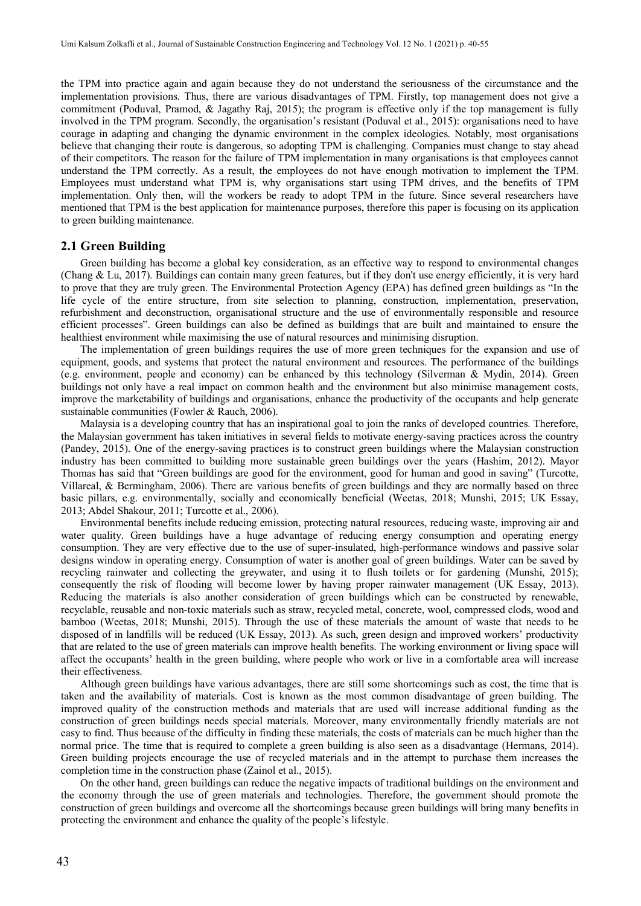the TPM into practice again and again because they do not understand the seriousness of the circumstance and the implementation provisions. Thus, there are various disadvantages of TPM. Firstly, top management does not give a commitment (Poduval, Pramod, & Jagathy Raj, 2015); the program is effective only if the top management is fully involved in the TPM program. Secondly, the organisation's resistant (Poduval et al., 2015): organisations need to have courage in adapting and changing the dynamic environment in the complex ideologies. Notably, most organisations believe that changing their route is dangerous, so adopting TPM is challenging. Companies must change to stay ahead of their competitors. The reason for the failure of TPM implementation in many organisations is that employees cannot understand the TPM correctly. As a result, the employees do not have enough motivation to implement the TPM. Employees must understand what TPM is, why organisations start using TPM drives, and the benefits of TPM implementation. Only then, will the workers be ready to adopt TPM in the future. Since several researchers have mentioned that TPM is the best application for maintenance purposes, therefore this paper is focusing on its application to green building maintenance.

## 2.1 Green Building

Green building has become a global key consideration, as an effective way to respond to environmental changes (Chang & Lu, 2017). Buildings can contain many green features, but if they don't use energy efficiently, it is very hard to prove that they are truly green. The Environmental Protection Agency (EPA) has defined green buildings as "In the life cycle of the entire structure, from site selection to planning, construction, implementation, preservation, refurbishment and deconstruction, organisational structure and the use of environmentally responsible and resource efficient processes". Green buildings can also be defined as buildings that are built and maintained to ensure the healthiest environment while maximising the use of natural resources and minimising disruption.

The implementation of green buildings requires the use of more green techniques for the expansion and use of equipment, goods, and systems that protect the natural environment and resources. The performance of the buildings (e.g. environment, people and economy) can be enhanced by this technology (Silverman & Mydin, 2014). Green buildings not only have a real impact on common health and the environment but also minimise management costs, improve the marketability of buildings and organisations, enhance the productivity of the occupants and help generate sustainable communities (Fowler & Rauch, 2006).

Malaysia is a developing country that has an inspirational goal to join the ranks of developed countries. Therefore, the Malaysian government has taken initiatives in several fields to motivate energy-saving practices across the country (Pandey, 2015). One of the energy-saving practices is to construct green buildings where the Malaysian construction industry has been committed to building more sustainable green buildings over the years (Hashim, 2012). Mayor Thomas has said that "Green buildings are good for the environment, good for human and good in saving" (Turcotte, Villareal, & Bermingham, 2006). There are various benefits of green buildings and they are normally based on three basic pillars, e.g. environmentally, socially and economically beneficial (Weetas, 2018; Munshi, 2015; UK Essay, 2013; Abdel Shakour, 2011; Turcotte et al., 2006).

Environmental benefits include reducing emission, protecting natural resources, reducing waste, improving air and water quality. Green buildings have a huge advantage of reducing energy consumption and operating energy consumption. They are very effective due to the use of super-insulated, high-performance windows and passive solar designs window in operating energy. Consumption of water is another goal of green buildings. Water can be saved by recycling rainwater and collecting the greywater, and using it to flush toilets or for gardening (Munshi, 2015); consequently the risk of flooding will become lower by having proper rainwater management (UK Essay, 2013). Reducing the materials is also another consideration of green buildings which can be constructed by renewable, recyclable, reusable and non-toxic materials such as straw, recycled metal, concrete, wool, compressed clods, wood and bamboo (Weetas, 2018; Munshi, 2015). Through the use of these materials the amount of waste that needs to be disposed of in landfills will be reduced (UK Essay, 2013). As such, green design and improved workers' productivity that are related to the use of green materials can improve health benefits. The working environment or living space will affect the occupants' health in the green building, where people who work or live in a comfortable area will increase their effectiveness.

Although green buildings have various advantages, there are still some shortcomings such as cost, the time that is taken and the availability of materials. Cost is known as the most common disadvantage of green building. The improved quality of the construction methods and materials that are used will increase additional funding as the construction of green buildings needs special materials. Moreover, many environmentally friendly materials are not easy to find. Thus because of the difficulty in finding these materials, the costs of materials can be much higher than the normal price. The time that is required to complete a green building is also seen as a disadvantage (Hermans, 2014). Green building projects encourage the use of recycled materials and in the attempt to purchase them increases the completion time in the construction phase (Zainol et al., 2015).

On the other hand, green buildings can reduce the negative impacts of traditional buildings on the environment and the economy through the use of green materials and technologies. Therefore, the government should promote the construction of green buildings and overcome all the shortcomings because green buildings will bring many benefits in protecting the environment and enhance the quality of the people's lifestyle.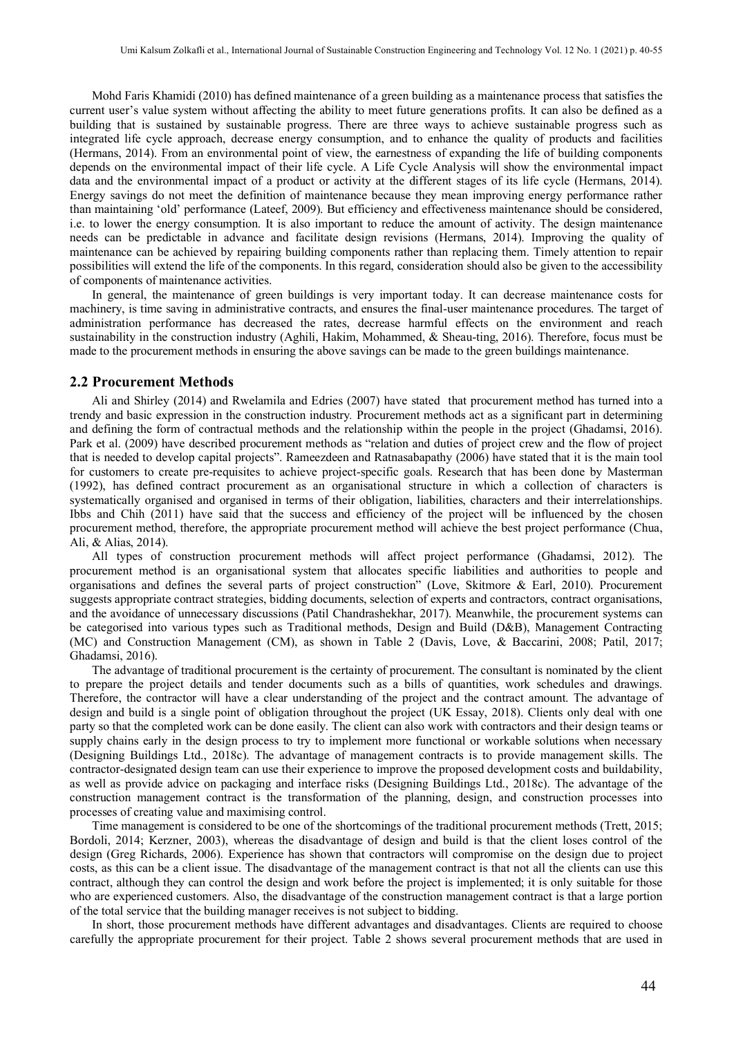Mohd Faris Khamidi (2010) has defined maintenance of a green building as a maintenance process that satisfies the current user's value system without affecting the ability to meet future generations profits. It can also be defined as a building that is sustained by sustainable progress. There are three ways to achieve sustainable progress such as integrated life cycle approach, decrease energy consumption, and to enhance the quality of products and facilities (Hermans, 2014). From an environmental point of view, the earnestness of expanding the life of building components depends on the environmental impact of their life cycle. A Life Cycle Analysis will show the environmental impact data and the environmental impact of a product or activity at the different stages of its life cycle (Hermans, 2014). Energy savings do not meet the definition of maintenance because they mean improving energy performance rather than maintaining 'old' performance (Lateef, 2009). But efficiency and effectiveness maintenance should be considered, i.e. to lower the energy consumption. It is also important to reduce the amount of activity. The design maintenance needs can be predictable in advance and facilitate design revisions (Hermans, 2014). Improving the quality of maintenance can be achieved by repairing building components rather than replacing them. Timely attention to repair possibilities will extend the life of the components. In this regard, consideration should also be given to the accessibility of components of maintenance activities.

In general, the maintenance of green buildings is very important today. It can decrease maintenance costs for machinery, is time saving in administrative contracts, and ensures the final-user maintenance procedures. The target of administration performance has decreased the rates, decrease harmful effects on the environment and reach sustainability in the construction industry (Aghili, Hakim, Mohammed, & Sheau-ting, 2016). Therefore, focus must be made to the procurement methods in ensuring the above savings can be made to the green buildings maintenance.

## 2.2 Procurement Methods

Ali and Shirley (2014) and Rwelamila and Edries (2007) have stated that procurement method has turned into a trendy and basic expression in the construction industry. Procurement methods act as a significant part in determining and defining the form of contractual methods and the relationship within the people in the project (Ghadamsi, 2016). Park et al. (2009) have described procurement methods as "relation and duties of project crew and the flow of project that is needed to develop capital projects". Rameezdeen and Ratnasabapathy (2006) have stated that it is the main tool for customers to create pre-requisites to achieve project-specific goals. Research that has been done by Masterman (1992), has defined contract procurement as an organisational structure in which a collection of characters is systematically organised and organised in terms of their obligation, liabilities, characters and their interrelationships. Ibbs and Chih (2011) have said that the success and efficiency of the project will be influenced by the chosen procurement method, therefore, the appropriate procurement method will achieve the best project performance (Chua, Ali, & Alias, 2014).

All types of construction procurement methods will affect project performance (Ghadamsi, 2012). The procurement method is an organisational system that allocates specific liabilities and authorities to people and organisations and defines the several parts of project construction" (Love, Skitmore & Earl, 2010). Procurement suggests appropriate contract strategies, bidding documents, selection of experts and contractors, contract organisations, and the avoidance of unnecessary discussions (Patil Chandrashekhar, 2017). Meanwhile, the procurement systems can be categorised into various types such as Traditional methods, Design and Build (D&B), Management Contracting (MC) and Construction Management (CM), as shown in Table 2 (Davis, Love, & Baccarini, 2008; Patil, 2017; Ghadamsi, 2016).

The advantage of traditional procurement is the certainty of procurement. The consultant is nominated by the client to prepare the project details and tender documents such as a bills of quantities, work schedules and drawings. Therefore, the contractor will have a clear understanding of the project and the contract amount. The advantage of design and build is a single point of obligation throughout the project (UK Essay, 2018). Clients only deal with one party so that the completed work can be done easily. The client can also work with contractors and their design teams or supply chains early in the design process to try to implement more functional or workable solutions when necessary (Designing Buildings Ltd., 2018c). The advantage of management contracts is to provide management skills. The contractor-designated design team can use their experience to improve the proposed development costs and buildability, as well as provide advice on packaging and interface risks (Designing Buildings Ltd., 2018c). The advantage of the construction management contract is the transformation of the planning, design, and construction processes into processes of creating value and maximising control.

Time management is considered to be one of the shortcomings of the traditional procurement methods (Trett, 2015; Bordoli, 2014; Kerzner, 2003), whereas the disadvantage of design and build is that the client loses control of the design (Greg Richards, 2006). Experience has shown that contractors will compromise on the design due to project costs, as this can be a client issue. The disadvantage of the management contract is that not all the clients can use this contract, although they can control the design and work before the project is implemented; it is only suitable for those who are experienced customers. Also, the disadvantage of the construction management contract is that a large portion of the total service that the building manager receives is not subject to bidding.

In short, those procurement methods have different advantages and disadvantages. Clients are required to choose carefully the appropriate procurement for their project. Table 2 shows several procurement methods that are used in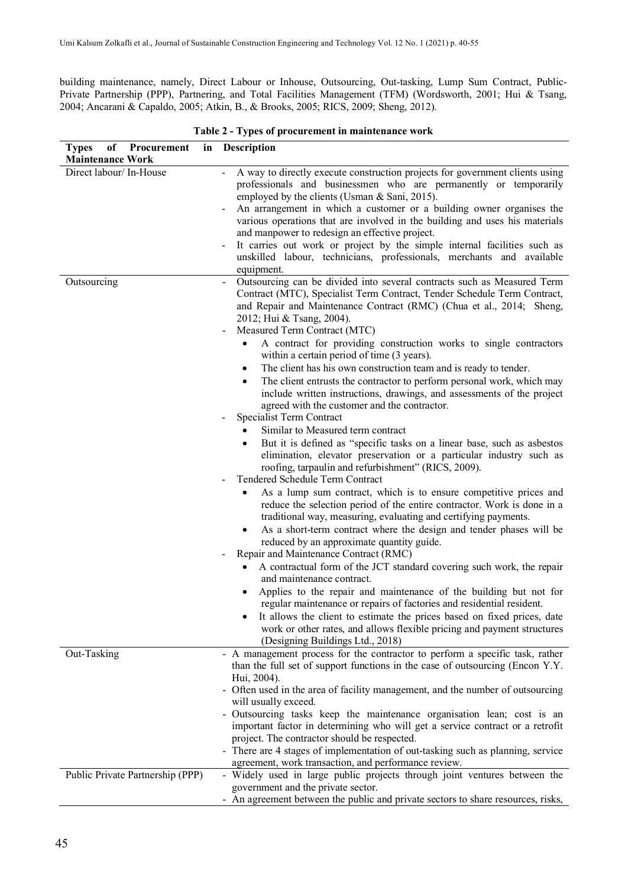building maintenance, namely, Direct Labour or Inhouse, Outsourcing, Out-tasking, Lump Sum Contract, Public-Private Partnership (PPP), Partnering, and Total Facilities Management (TFM) (Wordsworth, 2001; Hui & Tsang, 2004; Ancarani & Capaldo, 2005; Atkin, B., & Brooks, 2005; RICS, 2009; Sheng, 2012).

**Table 2 - Types of procurement in maintenance work**

| Types of Procurement in Maintenance Work | Description |
|---|---|
| Direct labour/ In-House | - A way to directly execute construction projects for government clients using professionals and businessmen who are permanently or temporarily employed by the clients (Usman & Sani, 2015).<br>- An arrangement in which a customer or a building owner organises the various operations that are involved in the building and uses his materials and manpower to redesign an effective project.<br>- It carries out work or project by the simple internal facilities such as unskilled labour, technicians, professionals, merchants and available equipment. |
| Outsourcing | - Outsourcing can be divided into several contracts such as Measured Term Contract (MTC), Specialist Term Contract, Tender Schedule Term Contract, and Repair and Maintenance Contract (RMC) (Chua et al., 2014; Sheng, 2012; Hui & Tsang, 2004).<br>- Measured Term Contract (MTC)<br>• A contract for providing construction works to single contractors within a certain period of time (3 years).<br>• The client has his own construction team and is ready to tender.<br>• The client entrusts the contractor to perform personal work, which may include written instructions, drawings, and assessments of the project agreed with the customer and the contractor.<br>- Specialist Term Contract<br>• Similar to Measured term contract<br>• But it is defined as "specific tasks on a linear base, such as asbestos elimination, elevator preservation or a particular industry such as roofing, tarpaulin and refurbishment" (RICS, 2009).<br>- Tendered Schedule Term Contract<br>• As a lump sum contract, which is to ensure competitive prices and reduce the selection period of the entire contractor. Work is done in a traditional way, measuring, evaluating and certifying payments.<br>• As a short-term contract where the design and tender phases will be reduced by an approximate quantity guide.<br>- Repair and Maintenance Contract (RMC)<br>• A contractual form of the JCT standard covering such work, the repair and maintenance contract.<br>• Applies to the repair and maintenance of the building but not for regular maintenance or repairs of factories and residential resident.<br>• It allows the client to estimate the prices based on fixed prices, date work or other rates, and allows flexible pricing and payment structures (Designing Buildings Ltd., 2018) |
| Out-Tasking | - A management process for the contractor to perform a specific task, rather than the full set of support functions in the case of outsourcing (Encon Y.Y. Hui, 2004).<br>- Often used in the area of facility management, and the number of outsourcing will usually exceed.<br>- Outsourcing tasks keep the maintenance organisation lean; cost is an important factor in determining who will get a service contract or a retrofit project. The contractor should be respected.<br>- There are 4 stages of implementation of out-tasking such as planning, service agreement, work transaction, and performance review. |
| Public Private Partnership (PPP) | - Widely used in large public projects through joint ventures between the government and the private sector.<br>- An agreement between the public and private sectors to share resources, risks, |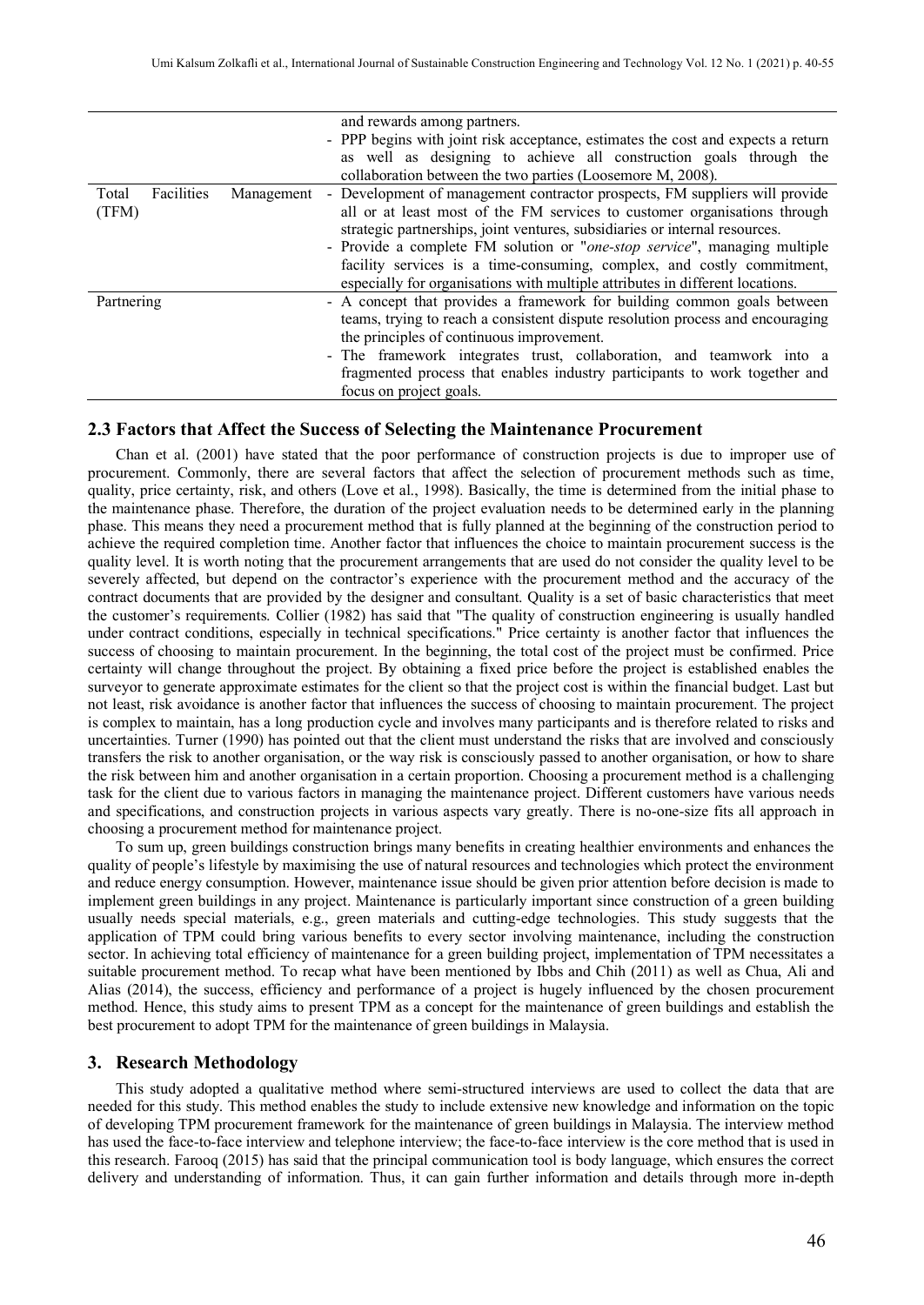| | |
|---|---|
| | and rewards among partners.<br>- PPP begins with joint risk acceptance, estimates the cost and expects a return as well as designing to achieve all construction goals through the collaboration between the two parties (Loosemore M, 2008). |
| Total Facilities Management (TFM) | - Development of management contractor prospects, FM suppliers will provide all or at least most of the FM services to customer organisations through strategic partnerships, joint ventures, subsidiaries or internal resources.<br>- Provide a complete FM solution or "*one-stop service*", managing multiple facility services is a time-consuming, complex, and costly commitment, especially for organisations with multiple attributes in different locations. |
| Partnering | - A concept that provides a framework for building common goals between teams, trying to reach a consistent dispute resolution process and encouraging the principles of continuous improvement.<br>- The framework integrates trust, collaboration, and teamwork into a fragmented process that enables industry participants to work together and focus on project goals. |

### 2.3 Factors that Affect the Success of Selecting the Maintenance Procurement

Chan et al. (2001) have stated that the poor performance of construction projects is due to improper use of procurement. Commonly, there are several factors that affect the selection of procurement methods such as time, quality, price certainty, risk, and others (Love et al., 1998). Basically, the time is determined from the initial phase to the maintenance phase. Therefore, the duration of the project evaluation needs to be determined early in the planning phase. This means they need a procurement method that is fully planned at the beginning of the construction period to achieve the required completion time. Another factor that influences the choice to maintain procurement success is the quality level. It is worth noting that the procurement arrangements that are used do not consider the quality level to be severely affected, but depend on the contractor's experience with the procurement method and the accuracy of the contract documents that are provided by the designer and consultant. Quality is a set of basic characteristics that meet the customer's requirements. Collier (1982) has said that "The quality of construction engineering is usually handled under contract conditions, especially in technical specifications." Price certainty is another factor that influences the success of choosing to maintain procurement. In the beginning, the total cost of the project must be confirmed. Price certainty will change throughout the project. By obtaining a fixed price before the project is established enables the surveyor to generate approximate estimates for the client so that the project cost is within the financial budget. Last but not least, risk avoidance is another factor that influences the success of choosing to maintain procurement. The project is complex to maintain, has a long production cycle and involves many participants and is therefore related to risks and uncertainties. Turner (1990) has pointed out that the client must understand the risks that are involved and consciously transfers the risk to another organisation, or the way risk is consciously passed to another organisation, or how to share the risk between him and another organisation in a certain proportion. Choosing a procurement method is a challenging task for the client due to various factors in managing the maintenance project. Different customers have various needs and specifications, and construction projects in various aspects vary greatly. There is no-one-size fits all approach in choosing a procurement method for maintenance project.

To sum up, green buildings construction brings many benefits in creating healthier environments and enhances the quality of people's lifestyle by maximising the use of natural resources and technologies which protect the environment and reduce energy consumption. However, maintenance issue should be given prior attention before decision is made to implement green buildings in any project. Maintenance is particularly important since construction of a green building usually needs special materials, e.g., green materials and cutting-edge technologies. This study suggests that the application of TPM could bring various benefits to every sector involving maintenance, including the construction sector. In achieving total efficiency of maintenance for a green building project, implementation of TPM necessitates a suitable procurement method. To recap what have been mentioned by Ibbs and Chih (2011) as well as Chua, Ali and Alias (2014), the success, efficiency and performance of a project is hugely influenced by the chosen procurement method. Hence, this study aims to present TPM as a concept for the maintenance of green buildings and establish the best procurement to adopt TPM for the maintenance of green buildings in Malaysia.

## 3. Research Methodology

This study adopted a qualitative method where semi-structured interviews are used to collect the data that are needed for this study. This method enables the study to include extensive new knowledge and information on the topic of developing TPM procurement framework for the maintenance of green buildings in Malaysia. The interview method has used the face-to-face interview and telephone interview; the face-to-face interview is the core method that is used in this research. Farooq (2015) has said that the principal communication tool is body language, which ensures the correct delivery and understanding of information. Thus, it can gain further information and details through more in-depth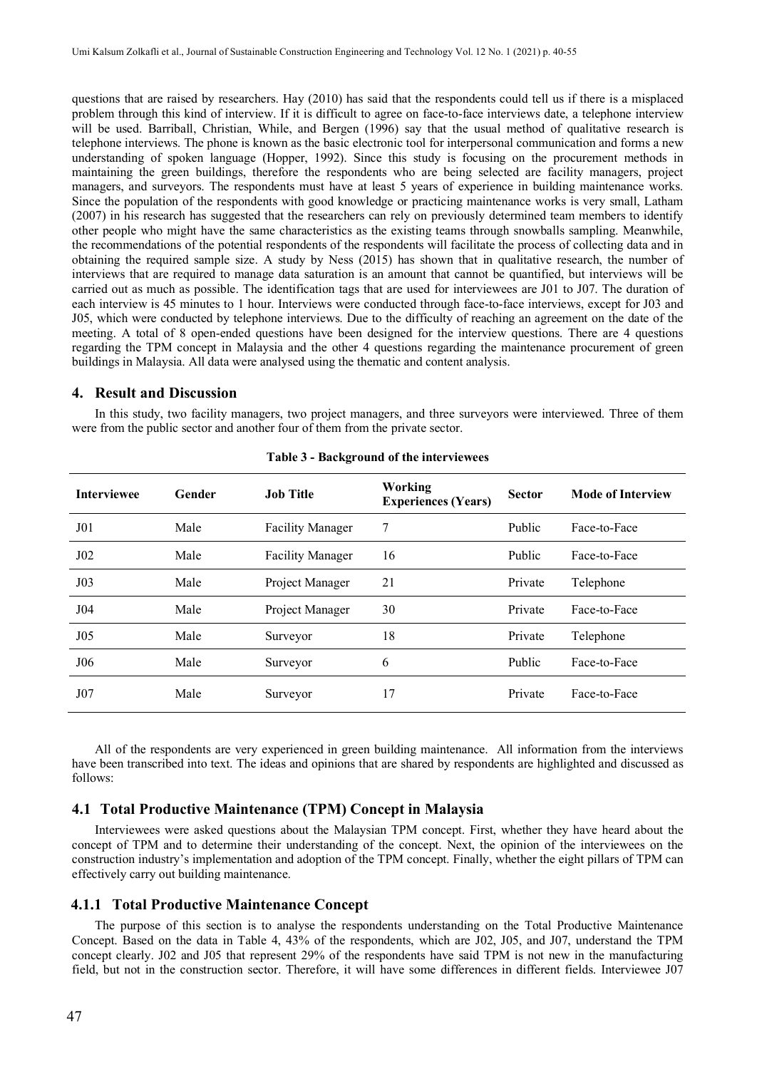questions that are raised by researchers. Hay (2010) has said that the respondents could tell us if there is a misplaced problem through this kind of interview. If it is difficult to agree on face-to-face interviews date, a telephone interview will be used. Barriball, Christian, While, and Bergen (1996) say that the usual method of qualitative research is telephone interviews. The phone is known as the basic electronic tool for interpersonal communication and forms a new understanding of spoken language (Hopper, 1992). Since this study is focusing on the procurement methods in maintaining the green buildings, therefore the respondents who are being selected are facility managers, project managers, and surveyors. The respondents must have at least 5 years of experience in building maintenance works. Since the population of the respondents with good knowledge or practicing maintenance works is very small, Latham (2007) in his research has suggested that the researchers can rely on previously determined team members to identify other people who might have the same characteristics as the existing teams through snowballs sampling. Meanwhile, the recommendations of the potential respondents of the respondents will facilitate the process of collecting data and in obtaining the required sample size. A study by Ness (2015) has shown that in qualitative research, the number of interviews that are required to manage data saturation is an amount that cannot be quantified, but interviews will be carried out as much as possible. The identification tags that are used for interviewees are J01 to J07. The duration of each interview is 45 minutes to 1 hour. Interviews were conducted through face-to-face interviews, except for J03 and J05, which were conducted by telephone interviews. Due to the difficulty of reaching an agreement on the date of the meeting. A total of 8 open-ended questions have been designed for the interview questions. There are 4 questions regarding the TPM concept in Malaysia and the other 4 questions regarding the maintenance procurement of green buildings in Malaysia. All data were analysed using the thematic and content analysis.

## 4. Result and Discussion

In this study, two facility managers, two project managers, and three surveyors were interviewed. Three of them were from the public sector and another four of them from the private sector.

**Table 3 - Background of the interviewees**

| Interviewee | Gender | Job Title | Working Experiences (Years) | Sector | Mode of Interview |
|---|---|---|---|---|---|
| J01 | Male | Facility Manager | 7 | Public | Face-to-Face |
| J02 | Male | Facility Manager | 16 | Public | Face-to-Face |
| J03 | Male | Project Manager | 21 | Private | Telephone |
| J04 | Male | Project Manager | 30 | Private | Face-to-Face |
| J05 | Male | Surveyor | 18 | Private | Telephone |
| J06 | Male | Surveyor | 6 | Public | Face-to-Face |
| J07 | Male | Surveyor | 17 | Private | Face-to-Face |

All of the respondents are very experienced in green building maintenance. All information from the interviews have been transcribed into text. The ideas and opinions that are shared by respondents are highlighted and discussed as follows:

### 4.1 Total Productive Maintenance (TPM) Concept in Malaysia

Interviewees were asked questions about the Malaysian TPM concept. First, whether they have heard about the concept of TPM and to determine their understanding of the concept. Next, the opinion of the interviewees on the construction industry's implementation and adoption of the TPM concept. Finally, whether the eight pillars of TPM can effectively carry out building maintenance.

#### 4.1.1 Total Productive Maintenance Concept

The purpose of this section is to analyse the respondents understanding on the Total Productive Maintenance Concept. Based on the data in Table 4, 43% of the respondents, which are J02, J05, and J07, understand the TPM concept clearly. J02 and J05 that represent 29% of the respondents have said TPM is not new in the manufacturing field, but not in the construction sector. Therefore, it will have some differences in different fields. Interviewee J07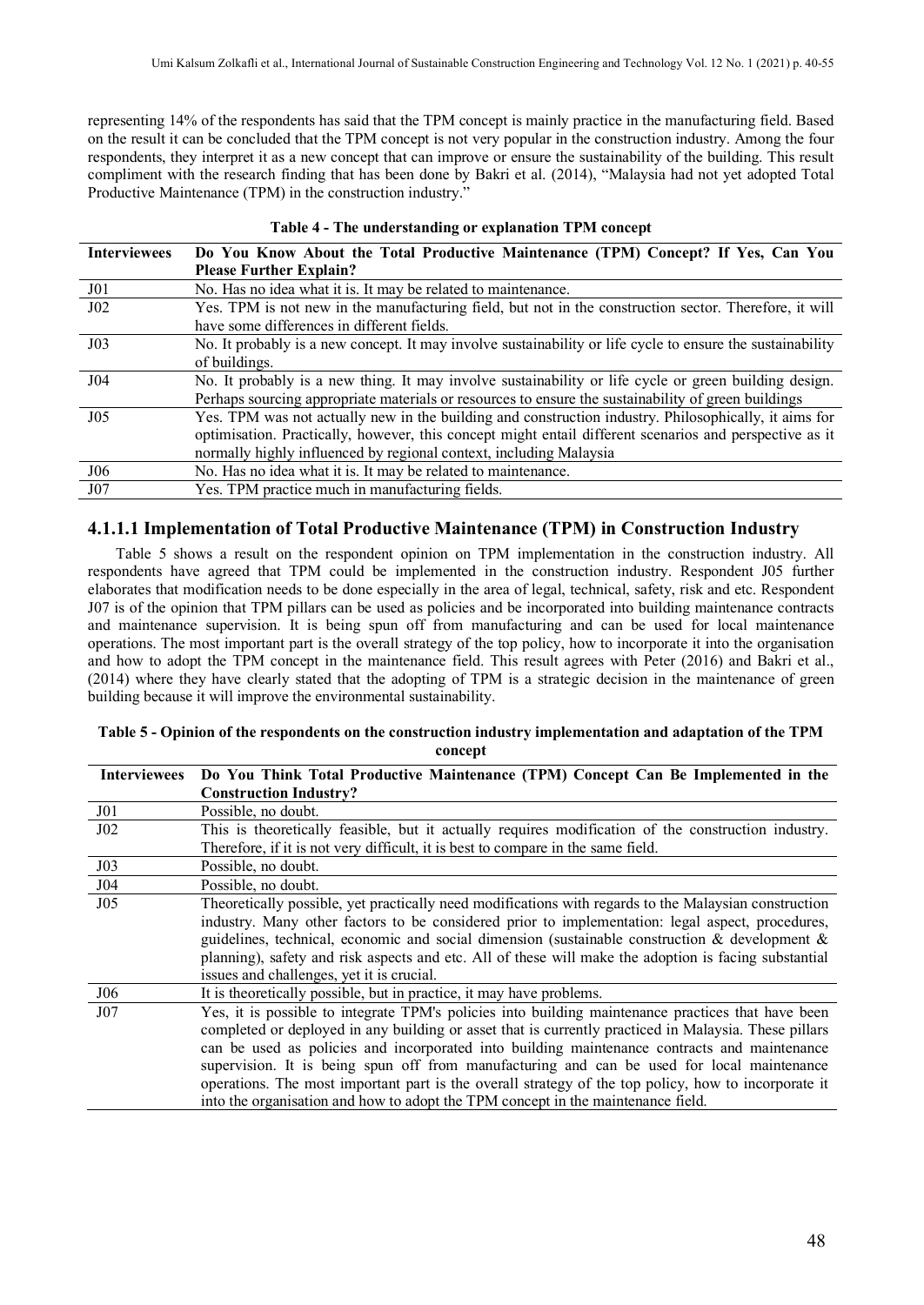representing 14% of the respondents has said that the TPM concept is mainly practice in the manufacturing field. Based on the result it can be concluded that the TPM concept is not very popular in the construction industry. Among the four respondents, they interpret it as a new concept that can improve or ensure the sustainability of the building. This result compliment with the research finding that has been done by Bakri et al. (2014), "Malaysia had not yet adopted Total Productive Maintenance (TPM) in the construction industry."

**Table 4 - The understanding or explanation TPM concept**

| Interviewees | Do You Know About the Total Productive Maintenance (TPM) Concept? If Yes, Can You Please Further Explain? |
|---|---|
| J01 | No. Has no idea what it is. It may be related to maintenance. |
| J02 | Yes. TPM is not new in the manufacturing field, but not in the construction sector. Therefore, it will have some differences in different fields. |
| J03 | No. It probably is a new concept. It may involve sustainability or life cycle to ensure the sustainability of buildings. |
| J04 | No. It probably is a new thing. It may involve sustainability or life cycle or green building design. Perhaps sourcing appropriate materials or resources to ensure the sustainability of green buildings |
| J05 | Yes. TPM was not actually new in the building and construction industry. Philosophically, it aims for optimisation. Practically, however, this concept might entail different scenarios and perspective as it normally highly influenced by regional context, including Malaysia |
| J06 | No. Has no idea what it is. It may be related to maintenance. |
| J07 | Yes. TPM practice much in manufacturing fields. |

### 4.1.1.1 Implementation of Total Productive Maintenance (TPM) in Construction Industry

Table 5 shows a result on the respondent opinion on TPM implementation in the construction industry. All respondents have agreed that TPM could be implemented in the construction industry. Respondent J05 further elaborates that modification needs to be done especially in the area of legal, technical, safety, risk and etc. Respondent J07 is of the opinion that TPM pillars can be used as policies and be incorporated into building maintenance contracts and maintenance supervision. It is being spun off from manufacturing and can be used for local maintenance operations. The most important part is the overall strategy of the top policy, how to incorporate it into the organisation and how to adopt the TPM concept in the maintenance field. This result agrees with Peter (2016) and Bakri et al., (2014) where they have clearly stated that the adopting of TPM is a strategic decision in the maintenance of green building because it will improve the environmental sustainability.

**Table 5 - Opinion of the respondents on the construction industry implementation and adaptation of the TPM concept**

| Interviewees | Do You Think Total Productive Maintenance (TPM) Concept Can Be Implemented in the Construction Industry? |
|---|---|
| J01 | Possible, no doubt. |
| J02 | This is theoretically feasible, but it actually requires modification of the construction industry. Therefore, if it is not very difficult, it is best to compare in the same field. |
| J03 | Possible, no doubt. |
| J04 | Possible, no doubt. |
| J05 | Theoretically possible, yet practically need modifications with regards to the Malaysian construction industry. Many other factors to be considered prior to implementation: legal aspect, procedures, guidelines, technical, economic and social dimension (sustainable construction & development & planning), safety and risk aspects and etc. All of these will make the adoption is facing substantial issues and challenges, yet it is crucial. |
| J06 | It is theoretically possible, but in practice, it may have problems. |
| J07 | Yes, it is possible to integrate TPM's policies into building maintenance practices that have been completed or deployed in any building or asset that is currently practiced in Malaysia. These pillars can be used as policies and incorporated into building maintenance contracts and maintenance supervision. It is being spun off from manufacturing and can be used for local maintenance operations. The most important part is the overall strategy of the top policy, how to incorporate it into the organisation and how to adopt the TPM concept in the maintenance field. |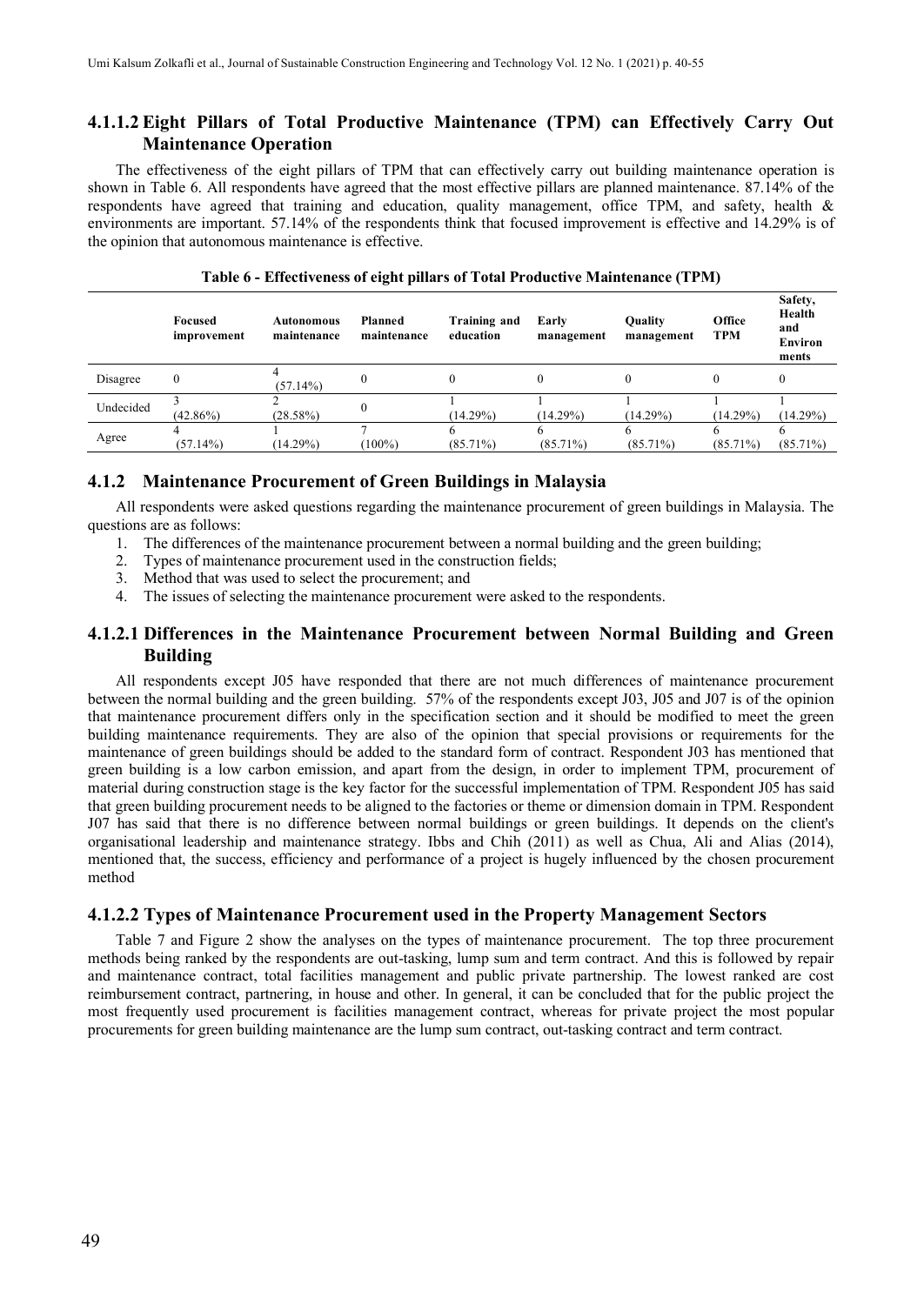#### 4.1.1.2 Eight Pillars of Total Productive Maintenance (TPM) can Effectively Carry Out Maintenance Operation

The effectiveness of the eight pillars of TPM that can effectively carry out building maintenance operation is shown in Table 6. All respondents have agreed that the most effective pillars are planned maintenance. 87.14% of the respondents have agreed that training and education, quality management, office TPM, and safety, health & environments are important. 57.14% of the respondents think that focused improvement is effective and 14.29% is of the opinion that autonomous maintenance is effective.

**Table 6 - Effectiveness of eight pillars of Total Productive Maintenance (TPM)**

| | Focused improvement | Autonomous maintenance | Planned maintenance | Training and education | Early management | Quality management | Office TPM | Safety, Health and Environments |
|---|---|---|---|---|---|---|---|---|
| Disagree | 0 | 4 (57.14%) | 0 | 0 | 0 | 0 | 0 | 0 |
| Undecided | 3 (42.86%) | 2 (28.58%) | 0 | 1 (14.29%) | 1 (14.29%) | 1 (14.29%) | 1 (14.29%) | 1 (14.29%) |
| Agree | 4 (57.14%) | 1 (14.29%) | 7 (100%) | 6 (85.71%) | 6 (85.71%) | 6 (85.71%) | 6 (85.71%) | 6 (85.71%) |

### 4.1.2 Maintenance Procurement of Green Buildings in Malaysia

All respondents were asked questions regarding the maintenance procurement of green buildings in Malaysia. The questions are as follows:

1. The differences of the maintenance procurement between a normal building and the green building;
2. Types of maintenance procurement used in the construction fields;
3. Method that was used to select the procurement; and
4. The issues of selecting the maintenance procurement were asked to the respondents.

#### 4.1.2.1 Differences in the Maintenance Procurement between Normal Building and Green Building

All respondents except J05 have responded that there are not much differences of maintenance procurement between the normal building and the green building. 57% of the respondents except J03, J05 and J07 is of the opinion that maintenance procurement differs only in the specification section and it should be modified to meet the green building maintenance requirements. They are also of the opinion that special provisions or requirements for the maintenance of green buildings should be added to the standard form of contract. Respondent J03 has mentioned that green building is a low carbon emission, and apart from the design, in order to implement TPM, procurement of material during construction stage is the key factor for the successful implementation of TPM. Respondent J05 has said that green building procurement needs to be aligned to the factories or theme or dimension domain in TPM. Respondent J07 has said that there is no difference between normal buildings or green buildings. It depends on the client's organisational leadership and maintenance strategy. Ibbs and Chih (2011) as well as Chua, Ali and Alias (2014), mentioned that, the success, efficiency and performance of a project is hugely influenced by the chosen procurement method

#### 4.1.2.2 Types of Maintenance Procurement used in the Property Management Sectors

Table 7 and Figure 2 show the analyses on the types of maintenance procurement. The top three procurement methods being ranked by the respondents are out-tasking, lump sum and term contract. And this is followed by repair and maintenance contract, total facilities management and public private partnership. The lowest ranked are cost reimbursement contract, partnering, in house and other. In general, it can be concluded that for the public project the most frequently used procurement is facilities management contract, whereas for private project the most popular procurements for green building maintenance are the lump sum contract, out-tasking contract and term contract.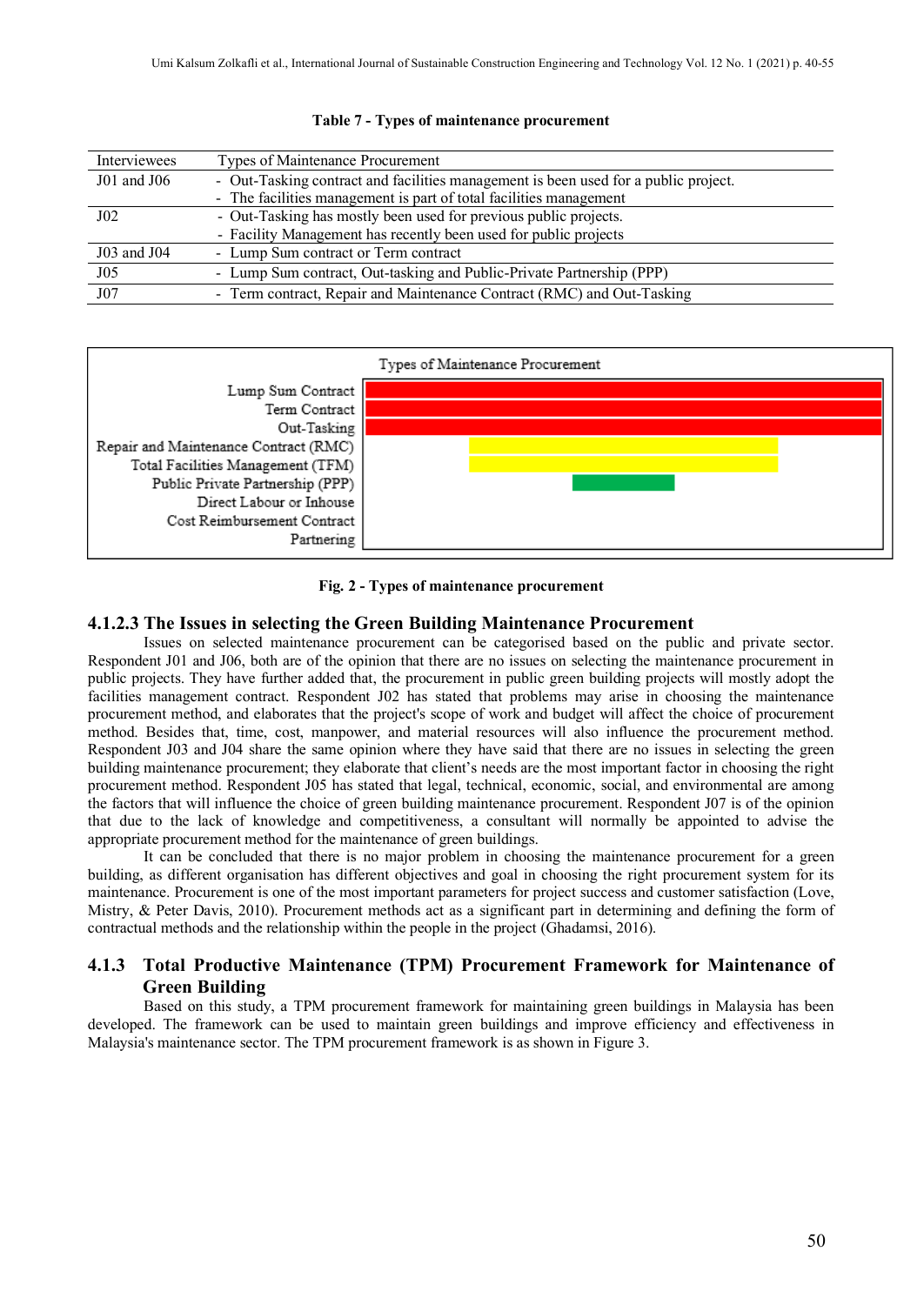**Table 7 - Types of maintenance procurement**

| Interviewees | Types of Maintenance Procurement |
|---|---|
| J01 and J06 | - Out-Tasking contract and facilities management is been used for a public project.<br>- The facilities management is part of total facilities management |
| J02 | - Out-Tasking has mostly been used for previous public projects.<br>- Facility Management has recently been used for public projects |
| J03 and J04 | - Lump Sum contract or Term contract |
| J05 | - Lump Sum contract, Out-tasking and Public-Private Partnership (PPP) |
| J07 | - Term contract, Repair and Maintenance Contract (RMC) and Out-Tasking |

Types of Maintenance Procurement

Lump Sum Contract
Term Contract
Out-Tasking
Repair and Maintenance Contract (RMC)
Total Facilities Management (TFM)
Public Private Partnership (PPP)
Direct Labour or Inhouse
Cost Reimbursement Contract
Partnering

**Fig. 2 - Types of maintenance procurement**

### 4.1.2.3 The Issues in selecting the Green Building Maintenance Procurement

Issues on selected maintenance procurement can be categorised based on the public and private sector. Respondent J01 and J06, both are of the opinion that there are no issues on selecting the maintenance procurement in public projects. They have further added that, the procurement in public green building projects will mostly adopt the facilities management contract. Respondent J02 has stated that problems may arise in choosing the maintenance procurement method, and elaborates that the project's scope of work and budget will affect the choice of procurement method. Besides that, time, cost, manpower, and material resources will also influence the procurement method. Respondent J03 and J04 share the same opinion where they have said that there are no issues in selecting the green building maintenance procurement; they elaborate that client's needs are the most important factor in choosing the right procurement method. Respondent J05 has stated that legal, technical, economic, social, and environmental are among the factors that will influence the choice of green building maintenance procurement. Respondent J07 is of the opinion that due to the lack of knowledge and competitiveness, a consultant will normally be appointed to advise the appropriate procurement method for the maintenance of green buildings.

It can be concluded that there is no major problem in choosing the maintenance procurement for a green building, as different organisation has different objectives and goal in choosing the right procurement system for its maintenance. Procurement is one of the most important parameters for project success and customer satisfaction (Love, Mistry, & Peter Davis, 2010). Procurement methods act as a significant part in determining and defining the form of contractual methods and the relationship within the people in the project (Ghadamsi, 2016).

### 4.1.3 Total Productive Maintenance (TPM) Procurement Framework for Maintenance of Green Building

Based on this study, a TPM procurement framework for maintaining green buildings in Malaysia has been developed. The framework can be used to maintain green buildings and improve efficiency and effectiveness in Malaysia's maintenance sector. The TPM procurement framework is as shown in Figure 3.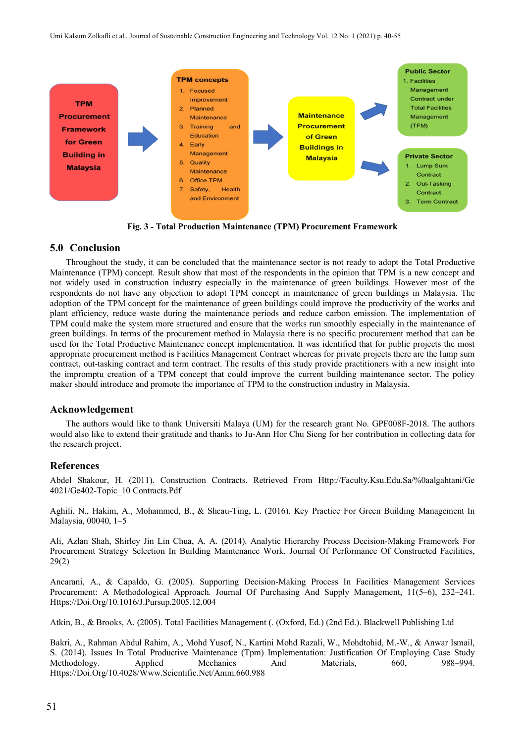TPM Procurement Framework for Green Building in Malaysia

TPM concepts
1. Focused Improvement
2. Planned Maintenance
3. Training and Education
4. Early Management
5. Quality Maintenance
6. Office TPM
7. Safety, Health and Environment

Maintenance Procurement of Green Buildings in Malaysia

Public Sector
1. Facilities Management Contract under Total Facilities Management (TFM)

Private Sector
1. Lump Sum Contract
2. Out-Tasking Contract
3. Term Contract

**Fig. 3 - Total Production Maintenance (TPM) Procurement Framework**

## 5.0 Conclusion

Throughout the study, it can be concluded that the maintenance sector is not ready to adopt the Total Productive Maintenance (TPM) concept. Result show that most of the respondents in the opinion that TPM is a new concept and not widely used in construction industry especially in the maintenance of green buildings. However most of the respondents do not have any objection to adopt TPM concept in maintenance of green buildings in Malaysia. The adoption of the TPM concept for the maintenance of green buildings could improve the productivity of the works and plant efficiency, reduce waste during the maintenance periods and reduce carbon emission. The implementation of TPM could make the system more structured and ensure that the works run smoothly especially in the maintenance of green buildings. In terms of the procurement method in Malaysia there is no specific procurement method that can be used for the Total Productive Maintenance concept implementation. It was identified that for public projects the most appropriate procurement method is Facilities Management Contract whereas for private projects there are the lump sum contract, out-tasking contract and term contract. The results of this study provide practitioners with a new insight into the impromptu creation of a TPM concept that could improve the current building maintenance sector. The policy maker should introduce and promote the importance of TPM to the construction industry in Malaysia.

## Acknowledgement

The authors would like to thank Universiti Malaya (UM) for the research grant No. GPF008F-2018. The authors would also like to extend their gratitude and thanks to Ju-Ann Hor Chu Sieng for her contribution in collecting data for the research project.

## References

Abdel Shakour, H. (2011). Construction Contracts. Retrieved From Http://Faculty.Ksu.Edu.Sa/%0aalgahtani/Ge4021/Ge402-Topic_10 Contracts.Pdf

Aghili, N., Hakim, A., Mohammed, B., & Sheau-Ting, L. (2016). Key Practice For Green Building Management In Malaysia, 00040, 1–5

Ali, Azlan Shah, Shirley Jin Lin Chua, A. A. (2014). Analytic Hierarchy Process Decision-Making Framework For Procurement Strategy Selection In Building Maintenance Work. Journal Of Performance Of Constructed Facilities, 29(2)

Ancarani, A., & Capaldo, G. (2005). Supporting Decision-Making Process In Facilities Management Services Procurement: A Methodological Approach. Journal Of Purchasing And Supply Management, 11(5–6), 232–241. Https://Doi.Org/10.1016/J.Pursup.2005.12.004

Atkin, B., & Brooks, A. (2005). Total Facilities Management (. (Oxford, Ed.) (2nd Ed.). Blackwell Publishing Ltd

Bakri, A., Rahman Abdul Rahim, A., Mohd Yusof, N., Kartini Mohd Razali, W., Mohdtohid, M.-W., & Anwar Ismail, S. (2014). Issues In Total Productive Maintenance (Tpm) Implementation: Justification Of Employing Case Study Methodology. Applied Mechanics And Materials, 660, 988–994. Https://Doi.Org/10.4028/Www.Scientific.Net/Amm.660.988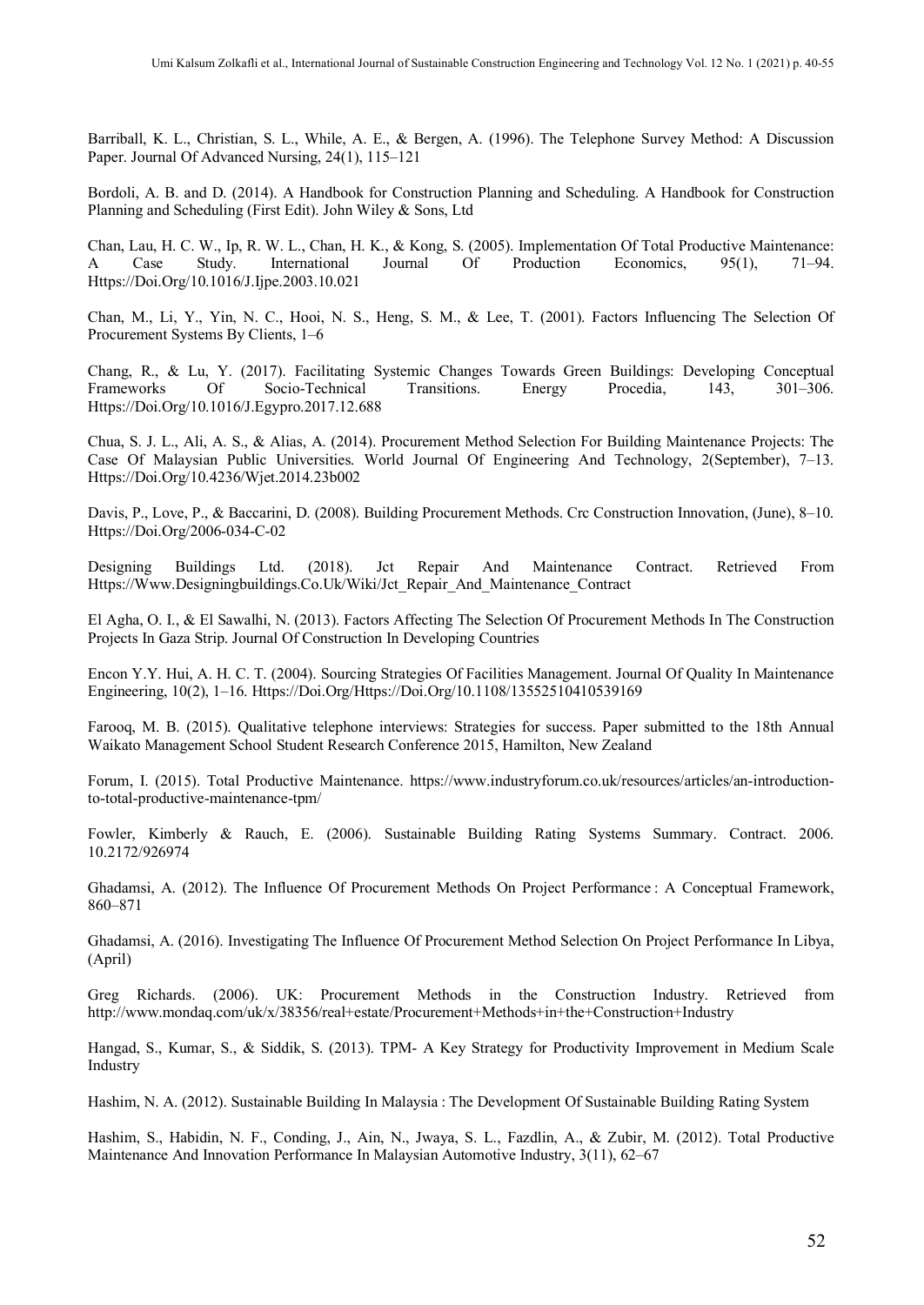Barriball, K. L., Christian, S. L., While, A. E., & Bergen, A. (1996). The Telephone Survey Method: A Discussion Paper. Journal Of Advanced Nursing, 24(1), 115–121

Bordoli, A. B. and D. (2014). A Handbook for Construction Planning and Scheduling. A Handbook for Construction Planning and Scheduling (First Edit). John Wiley & Sons, Ltd

Chan, Lau, H. C. W., Ip, R. W. L., Chan, H. K., & Kong, S. (2005). Implementation Of Total Productive Maintenance: A Case Study. International Journal Of Production Economics, 95(1), 71–94. Https://Doi.Org/10.1016/J.Ijpe.2003.10.021

Chan, M., Li, Y., Yin, N. C., Hooi, N. S., Heng, S. M., & Lee, T. (2001). Factors Influencing The Selection Of Procurement Systems By Clients, 1–6

Chang, R., & Lu, Y. (2017). Facilitating Systemic Changes Towards Green Buildings: Developing Conceptual Frameworks Of Socio-Technical Transitions. Energy Procedia, 143, 301–306. Https://Doi.Org/10.1016/J.Egypro.2017.12.688

Chua, S. J. L., Ali, A. S., & Alias, A. (2014). Procurement Method Selection For Building Maintenance Projects: The Case Of Malaysian Public Universities. World Journal Of Engineering And Technology, 2(September), 7–13. Https://Doi.Org/10.4236/Wjet.2014.23b002

Davis, P., Love, P., & Baccarini, D. (2008). Building Procurement Methods. Crc Construction Innovation, (June), 8–10. Https://Doi.Org/2006-034-C-02

Designing Buildings Ltd. (2018). Jct Repair And Maintenance Contract. Retrieved From Https://Www.Designingbuildings.Co.Uk/Wiki/Jct_Repair_And_Maintenance_Contract

El Agha, O. I., & El Sawalhi, N. (2013). Factors Affecting The Selection Of Procurement Methods In The Construction Projects In Gaza Strip. Journal Of Construction In Developing Countries

Encon Y.Y. Hui, A. H. C. T. (2004). Sourcing Strategies Of Facilities Management. Journal Of Quality In Maintenance Engineering, 10(2), 1–16. Https://Doi.Org/Https://Doi.Org/10.1108/13552510410539169

Farooq, M. B. (2015). Qualitative telephone interviews: Strategies for success. Paper submitted to the 18th Annual Waikato Management School Student Research Conference 2015, Hamilton, New Zealand

Forum, I. (2015). Total Productive Maintenance. https://www.industryforum.co.uk/resources/articles/an-introduction-to-total-productive-maintenance-tpm/

Fowler, Kimberly & Rauch, E. (2006). Sustainable Building Rating Systems Summary. Contract. 2006. 10.2172/926974

Ghadamsi, A. (2012). The Influence Of Procurement Methods On Project Performance : A Conceptual Framework, 860–871

Ghadamsi, A. (2016). Investigating The Influence Of Procurement Method Selection On Project Performance In Libya, (April)

Greg Richards. (2006). UK: Procurement Methods in the Construction Industry. Retrieved from http://www.mondaq.com/uk/x/38356/real+estate/Procurement+Methods+in+the+Construction+Industry

Hangad, S., Kumar, S., & Siddik, S. (2013). TPM- A Key Strategy for Productivity Improvement in Medium Scale Industry

Hashim, N. A. (2012). Sustainable Building In Malaysia : The Development Of Sustainable Building Rating System

Hashim, S., Habidin, N. F., Conding, J., Ain, N., Jwaya, S. L., Fazdlin, A., & Zubir, M. (2012). Total Productive Maintenance And Innovation Performance In Malaysian Automotive Industry, 3(11), 62–67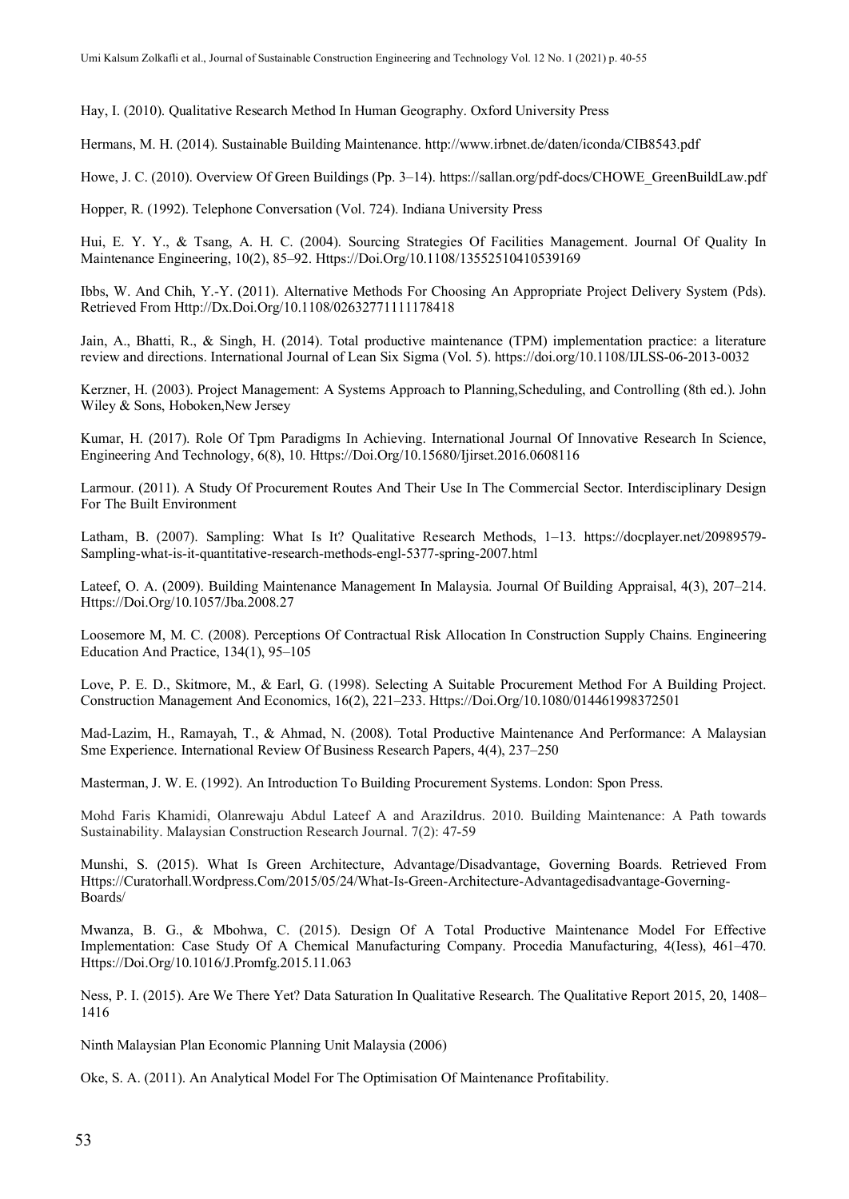Hay, I. (2010). Qualitative Research Method In Human Geography. Oxford University Press

Hermans, M. H. (2014). Sustainable Building Maintenance. http://www.irbnet.de/daten/iconda/CIB8543.pdf

Howe, J. C. (2010). Overview Of Green Buildings (Pp. 3–14). https://sallan.org/pdf-docs/CHOWE_GreenBuildLaw.pdf

Hopper, R. (1992). Telephone Conversation (Vol. 724). Indiana University Press

Hui, E. Y. Y., & Tsang, A. H. C. (2004). Sourcing Strategies Of Facilities Management. Journal Of Quality In Maintenance Engineering, 10(2), 85–92. Https://Doi.Org/10.1108/13552510410539169

Ibbs, W. And Chih, Y.-Y. (2011). Alternative Methods For Choosing An Appropriate Project Delivery System (Pds). Retrieved From Http://Dx.Doi.Org/10.1108/02632771111178418

Jain, A., Bhatti, R., & Singh, H. (2014). Total productive maintenance (TPM) implementation practice: a literature review and directions. International Journal of Lean Six Sigma (Vol. 5). https://doi.org/10.1108/IJLSS-06-2013-0032

Kerzner, H. (2003). Project Management: A Systems Approach to Planning,Scheduling, and Controlling (8th ed.). John Wiley & Sons, Hoboken,New Jersey

Kumar, H. (2017). Role Of Tpm Paradigms In Achieving. International Journal Of Innovative Research In Science, Engineering And Technology, 6(8), 10. Https://Doi.Org/10.15680/Ijirset.2016.0608116

Larmour. (2011). A Study Of Procurement Routes And Their Use In The Commercial Sector. Interdisciplinary Design For The Built Environment

Latham, B. (2007). Sampling: What Is It? Qualitative Research Methods, 1–13. https://docplayer.net/20989579-Sampling-what-is-it-quantitative-research-methods-engl-5377-spring-2007.html

Lateef, O. A. (2009). Building Maintenance Management In Malaysia. Journal Of Building Appraisal, 4(3), 207–214. Https://Doi.Org/10.1057/Jba.2008.27

Loosemore M, M. C. (2008). Perceptions Of Contractual Risk Allocation In Construction Supply Chains. Engineering Education And Practice, 134(1), 95–105

Love, P. E. D., Skitmore, M., & Earl, G. (1998). Selecting A Suitable Procurement Method For A Building Project. Construction Management And Economics, 16(2), 221–233. Https://Doi.Org/10.1080/014461998372501

Mad-Lazim, H., Ramayah, T., & Ahmad, N. (2008). Total Productive Maintenance And Performance: A Malaysian Sme Experience. International Review Of Business Research Papers, 4(4), 237–250

Masterman, J. W. E. (1992). An Introduction To Building Procurement Systems. London: Spon Press.

Mohd Faris Khamidi, Olanrewaju Abdul Lateef A and AraziIdrus. 2010. Building Maintenance: A Path towards Sustainability. Malaysian Construction Research Journal. 7(2): 47-59

Munshi, S. (2015). What Is Green Architecture, Advantage/Disadvantage, Governing Boards. Retrieved From Https://Curatorhall.Wordpress.Com/2015/05/24/What-Is-Green-Architecture-Advantagedisadvantage-Governing-Boards/

Mwanza, B. G., & Mbohwa, C. (2015). Design Of A Total Productive Maintenance Model For Effective Implementation: Case Study Of A Chemical Manufacturing Company. Procedia Manufacturing, 4(Iess), 461–470. Https://Doi.Org/10.1016/J.Promfg.2015.11.063

Ness, P. I. (2015). Are We There Yet? Data Saturation In Qualitative Research. The Qualitative Report 2015, 20, 1408–1416

Ninth Malaysian Plan Economic Planning Unit Malaysia (2006)

Oke, S. A. (2011). An Analytical Model For The Optimisation Of Maintenance Profitability.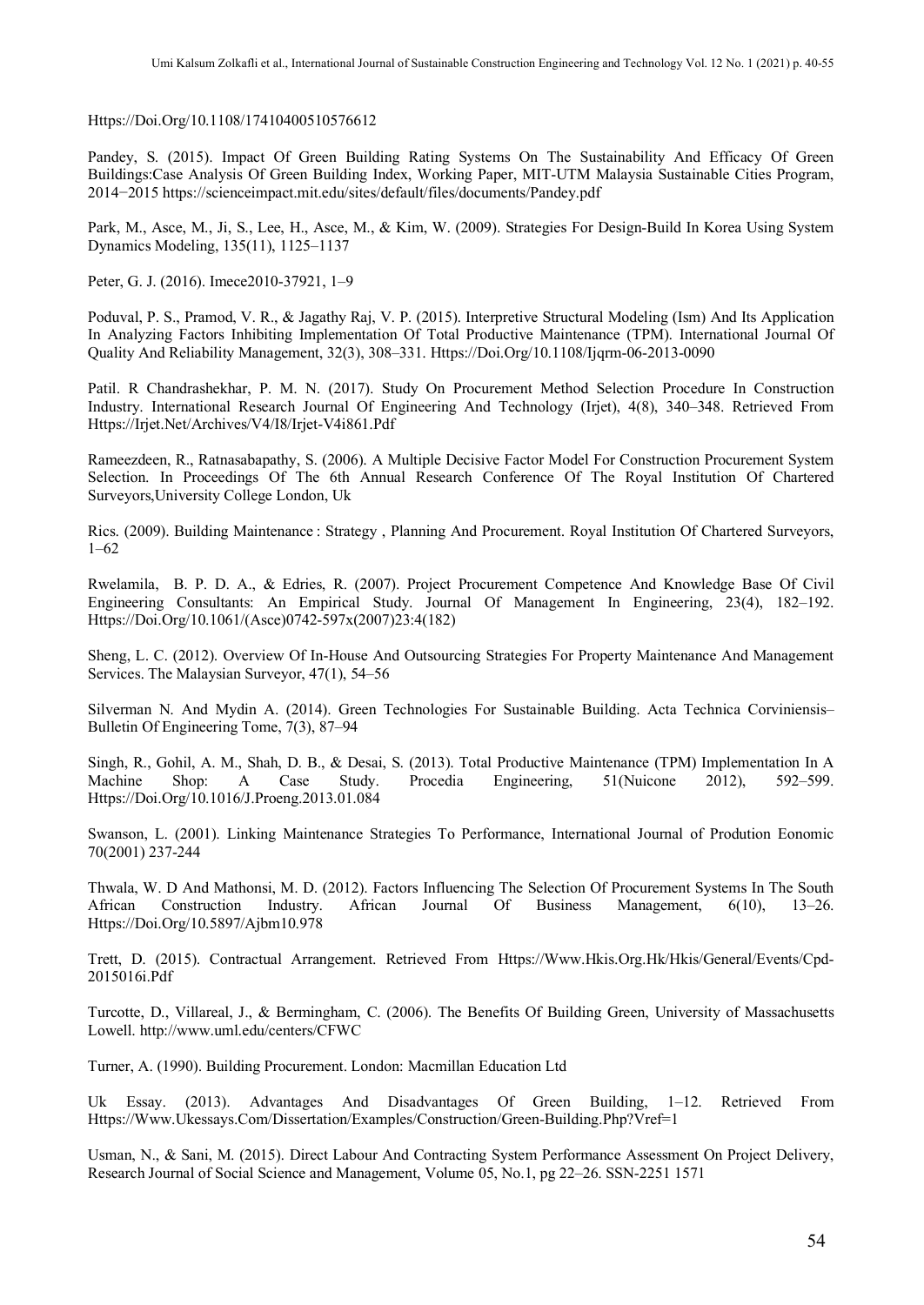Https://Doi.Org/10.1108/17410400510576612

Pandey, S. (2015). Impact Of Green Building Rating Systems On The Sustainability And Efficacy Of Green Buildings:Case Analysis Of Green Building Index, Working Paper, MIT-UTM Malaysia Sustainable Cities Program, 2014−2015 https://scienceimpact.mit.edu/sites/default/files/documents/Pandey.pdf

Park, M., Asce, M., Ji, S., Lee, H., Asce, M., & Kim, W. (2009). Strategies For Design-Build In Korea Using System Dynamics Modeling, 135(11), 1125–1137

Peter, G. J. (2016). Imece2010-37921, 1–9

Poduval, P. S., Pramod, V. R., & Jagathy Raj, V. P. (2015). Interpretive Structural Modeling (Ism) And Its Application In Analyzing Factors Inhibiting Implementation Of Total Productive Maintenance (TPM). International Journal Of Quality And Reliability Management, 32(3), 308–331. Https://Doi.Org/10.1108/Ijqrm-06-2013-0090

Patil. R Chandrashekhar, P. M. N. (2017). Study On Procurement Method Selection Procedure In Construction Industry. International Research Journal Of Engineering And Technology (Irjet), 4(8), 340–348. Retrieved From Https://Irjet.Net/Archives/V4/I8/Irjet-V4i861.Pdf

Rameezdeen, R., Ratnasabapathy, S. (2006). A Multiple Decisive Factor Model For Construction Procurement System Selection. In Proceedings Of The 6th Annual Research Conference Of The Royal Institution Of Chartered Surveyors,University College London, Uk

Rics. (2009). Building Maintenance : Strategy , Planning And Procurement. Royal Institution Of Chartered Surveyors, 1–62

Rwelamila, B. P. D. A., & Edries, R. (2007). Project Procurement Competence And Knowledge Base Of Civil Engineering Consultants: An Empirical Study. Journal Of Management In Engineering, 23(4), 182–192. Https://Doi.Org/10.1061/(Asce)0742-597x(2007)23:4(182)

Sheng, L. C. (2012). Overview Of In-House And Outsourcing Strategies For Property Maintenance And Management Services. The Malaysian Surveyor, 47(1), 54–56

Silverman N. And Mydin A. (2014). Green Technologies For Sustainable Building. Acta Technica Corviniensis– Bulletin Of Engineering Tome, 7(3), 87–94

Singh, R., Gohil, A. M., Shah, D. B., & Desai, S. (2013). Total Productive Maintenance (TPM) Implementation In A Machine Shop: A Case Study. Procedia Engineering, 51(Nuicone 2012), 592–599. Https://Doi.Org/10.1016/J.Proeng.2013.01.084

Swanson, L. (2001). Linking Maintenance Strategies To Performance, International Journal of Prodution Eonomic 70(2001) 237-244

Thwala, W. D And Mathonsi, M. D. (2012). Factors Influencing The Selection Of Procurement Systems In The South African Construction Industry. African Journal Of Business Management, 6(10), 13–26. Https://Doi.Org/10.5897/Ajbm10.978

Trett, D. (2015). Contractual Arrangement. Retrieved From Https://Www.Hkis.Org.Hk/Hkis/General/Events/Cpd-2015016i.Pdf

Turcotte, D., Villareal, J., & Bermingham, C. (2006). The Benefits Of Building Green, University of Massachusetts Lowell. http://www.uml.edu/centers/CFWC

Turner, A. (1990). Building Procurement. London: Macmillan Education Ltd

Uk Essay. (2013). Advantages And Disadvantages Of Green Building, 1–12. Retrieved From Https://Www.Ukessays.Com/Dissertation/Examples/Construction/Green-Building.Php?Vref=1

Usman, N., & Sani, M. (2015). Direct Labour And Contracting System Performance Assessment On Project Delivery, Research Journal of Social Science and Management, Volume 05, No.1, pg 22–26. SSN-2251 1571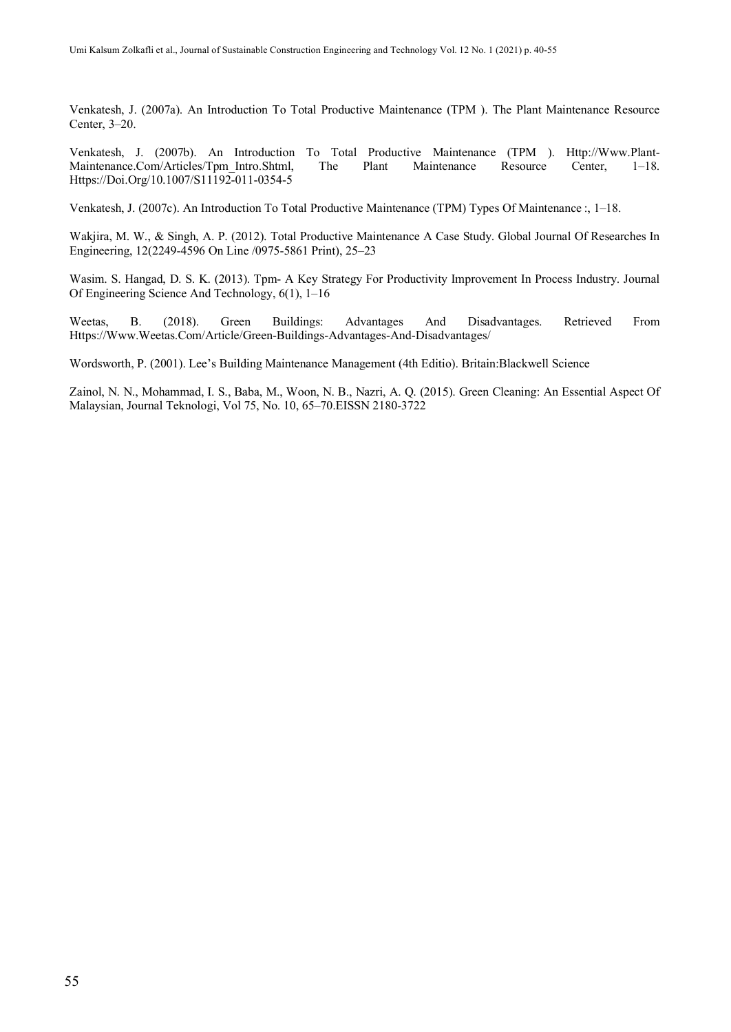Venkatesh, J. (2007a). An Introduction To Total Productive Maintenance (TPM ). The Plant Maintenance Resource Center, 3–20.

Venkatesh, J. (2007b). An Introduction To Total Productive Maintenance (TPM ). Http://Www.Plant-Maintenance.Com/Articles/Tpm_Intro.Shtml, The Plant Maintenance Resource Center, 1–18. Https://Doi.Org/10.1007/S11192-011-0354-5

Venkatesh, J. (2007c). An Introduction To Total Productive Maintenance (TPM) Types Of Maintenance :, 1–18.

Wakjira, M. W., & Singh, A. P. (2012). Total Productive Maintenance A Case Study. Global Journal Of Researches In Engineering, 12(2249-4596 On Line /0975-5861 Print), 25–23

Wasim. S. Hangad, D. S. K. (2013). Tpm- A Key Strategy For Productivity Improvement In Process Industry. Journal Of Engineering Science And Technology, 6(1), 1–16

Weetas, B. (2018). Green Buildings: Advantages And Disadvantages. Retrieved From Https://Www.Weetas.Com/Article/Green-Buildings-Advantages-And-Disadvantages/

Wordsworth, P. (2001). Lee's Building Maintenance Management (4th Editio). Britain:Blackwell Science

Zainol, N. N., Mohammad, I. S., Baba, M., Woon, N. B., Nazri, A. Q. (2015). Green Cleaning: An Essential Aspect Of Malaysian, Journal Teknologi, Vol 75, No. 10, 65–70.EISSN 2180-3722